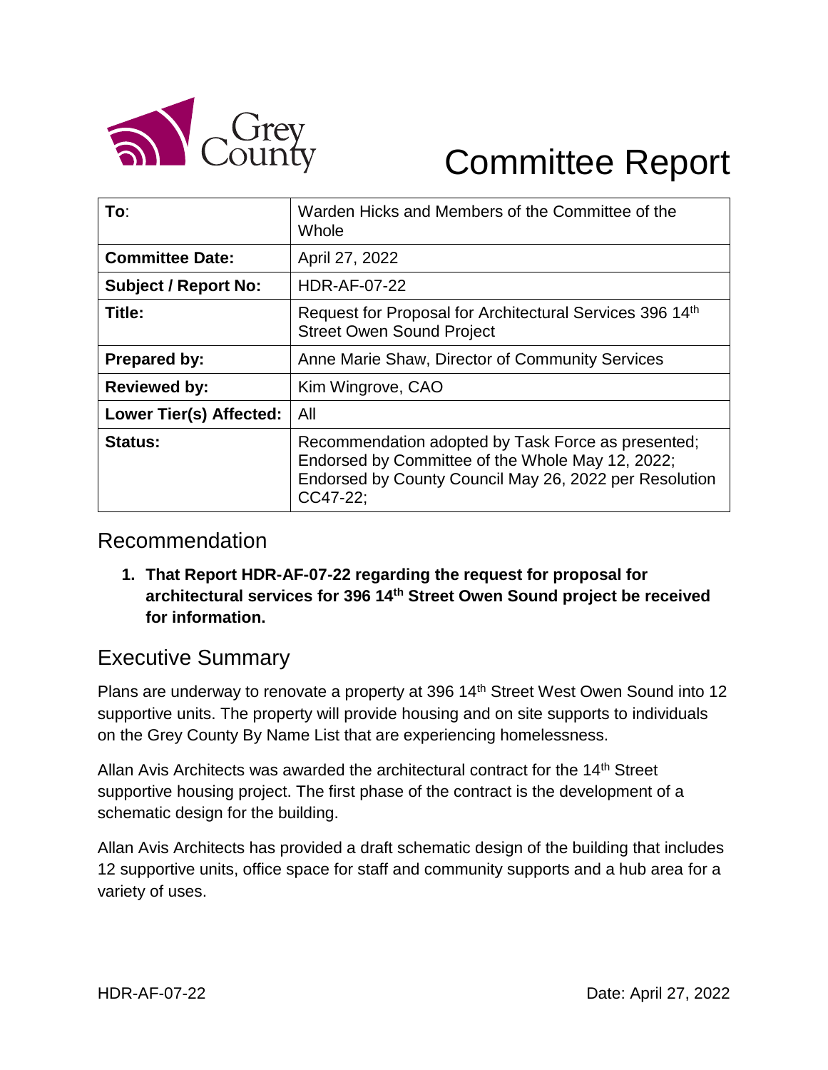# Committee Report

| **To**: | Warden Hicks and Members of the Committee of the Whole |
|---|---|
| **Committee Date:** | April 27, 2022 |
| **Subject / Report No:** | HDR-AF-07-22 |
| **Title:** | Request for Proposal for Architectural Services 396 14th Street Owen Sound Project |
| **Prepared by:** | Anne Marie Shaw, Director of Community Services |
| **Reviewed by:** | Kim Wingrove, CAO |
| **Lower Tier(s) Affected:** | All |
| **Status:** | Recommendation adopted by Task Force as presented; Endorsed by Committee of the Whole May 12, 2022; Endorsed by County Council May 26, 2022 per Resolution CC47-22; |

## Recommendation

1. **That Report HDR-AF-07-22 regarding the request for proposal for architectural services for 396 14th Street Owen Sound project be received for information.**

## Executive Summary

Plans are underway to renovate a property at 396 14th Street West Owen Sound into 12 supportive units. The property will provide housing and on site supports to individuals on the Grey County By Name List that are experiencing homelessness.

Allan Avis Architects was awarded the architectural contract for the 14th Street supportive housing project. The first phase of the contract is the development of a schematic design for the building.

Allan Avis Architects has provided a draft schematic design of the building that includes 12 supportive units, office space for staff and community supports and a hub area for a variety of uses.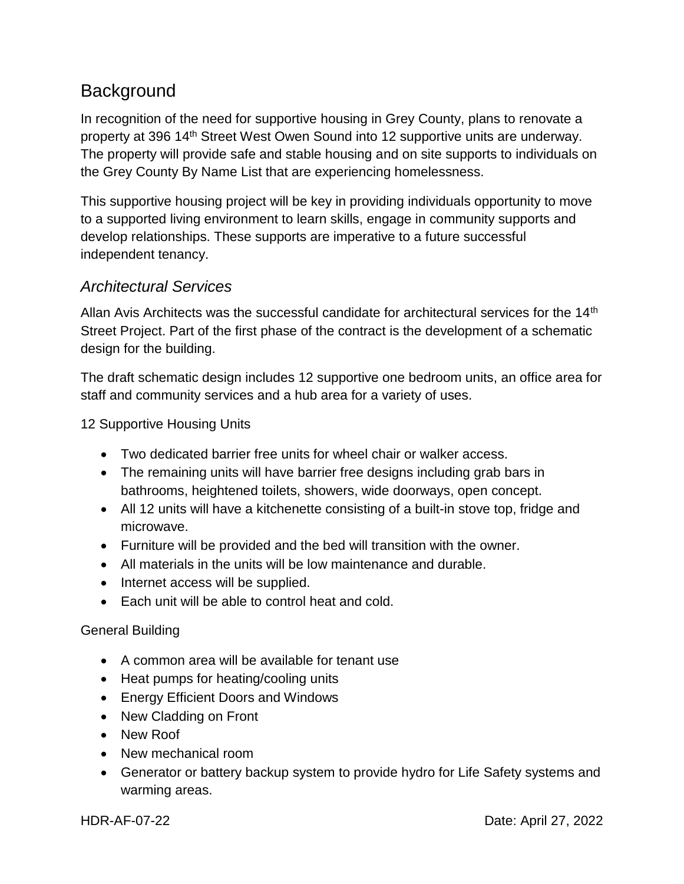## Background

In recognition of the need for supportive housing in Grey County, plans to renovate a property at 396 14th Street West Owen Sound into 12 supportive units are underway. The property will provide safe and stable housing and on site supports to individuals on the Grey County By Name List that are experiencing homelessness.

This supportive housing project will be key in providing individuals opportunity to move to a supported living environment to learn skills, engage in community supports and develop relationships. These supports are imperative to a future successful independent tenancy.

### *Architectural Services*

Allan Avis Architects was the successful candidate for architectural services for the 14th Street Project. Part of the first phase of the contract is the development of a schematic design for the building.

The draft schematic design includes 12 supportive one bedroom units, an office area for staff and community services and a hub area for a variety of uses.

12 Supportive Housing Units

- Two dedicated barrier free units for wheel chair or walker access.
- The remaining units will have barrier free designs including grab bars in bathrooms, heightened toilets, showers, wide doorways, open concept.
- All 12 units will have a kitchenette consisting of a built-in stove top, fridge and microwave.
- Furniture will be provided and the bed will transition with the owner.
- All materials in the units will be low maintenance and durable.
- Internet access will be supplied.
- Each unit will be able to control heat and cold.

General Building

- A common area will be available for tenant use
- Heat pumps for heating/cooling units
- Energy Efficient Doors and Windows
- New Cladding on Front
- New Roof
- New mechanical room
- Generator or battery backup system to provide hydro for Life Safety systems and warming areas.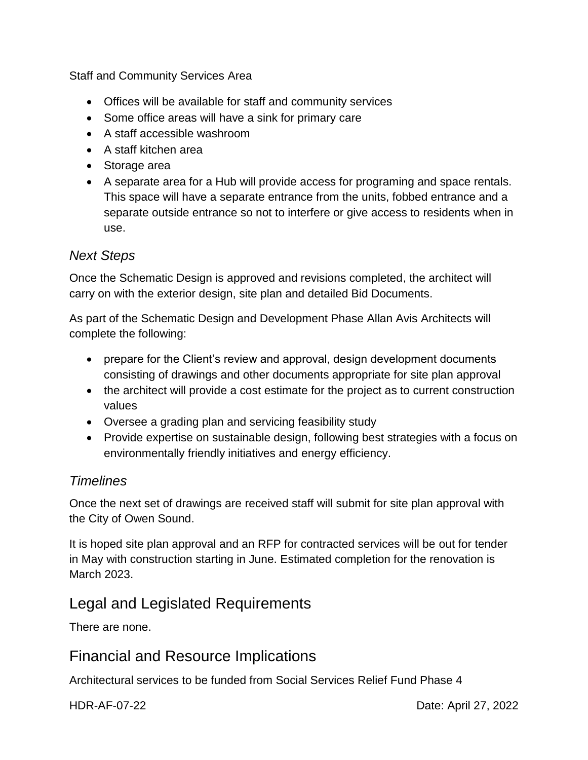Staff and Community Services Area

- Offices will be available for staff and community services
- Some office areas will have a sink for primary care
- A staff accessible washroom
- A staff kitchen area
- Storage area
- A separate area for a Hub will provide access for programing and space rentals. This space will have a separate entrance from the units, fobbed entrance and a separate outside entrance so not to interfere or give access to residents when in use.

### *Next Steps*

Once the Schematic Design is approved and revisions completed, the architect will carry on with the exterior design, site plan and detailed Bid Documents.

As part of the Schematic Design and Development Phase Allan Avis Architects will complete the following:

- prepare for the Client's review and approval, design development documents consisting of drawings and other documents appropriate for site plan approval
- the architect will provide a cost estimate for the project as to current construction values
- Oversee a grading plan and servicing feasibility study
- Provide expertise on sustainable design, following best strategies with a focus on environmentally friendly initiatives and energy efficiency.

### *Timelines*

Once the next set of drawings are received staff will submit for site plan approval with the City of Owen Sound.

It is hoped site plan approval and an RFP for contracted services will be out for tender in May with construction starting in June. Estimated completion for the renovation is March 2023.

## Legal and Legislated Requirements

There are none.

## Financial and Resource Implications

Architectural services to be funded from Social Services Relief Fund Phase 4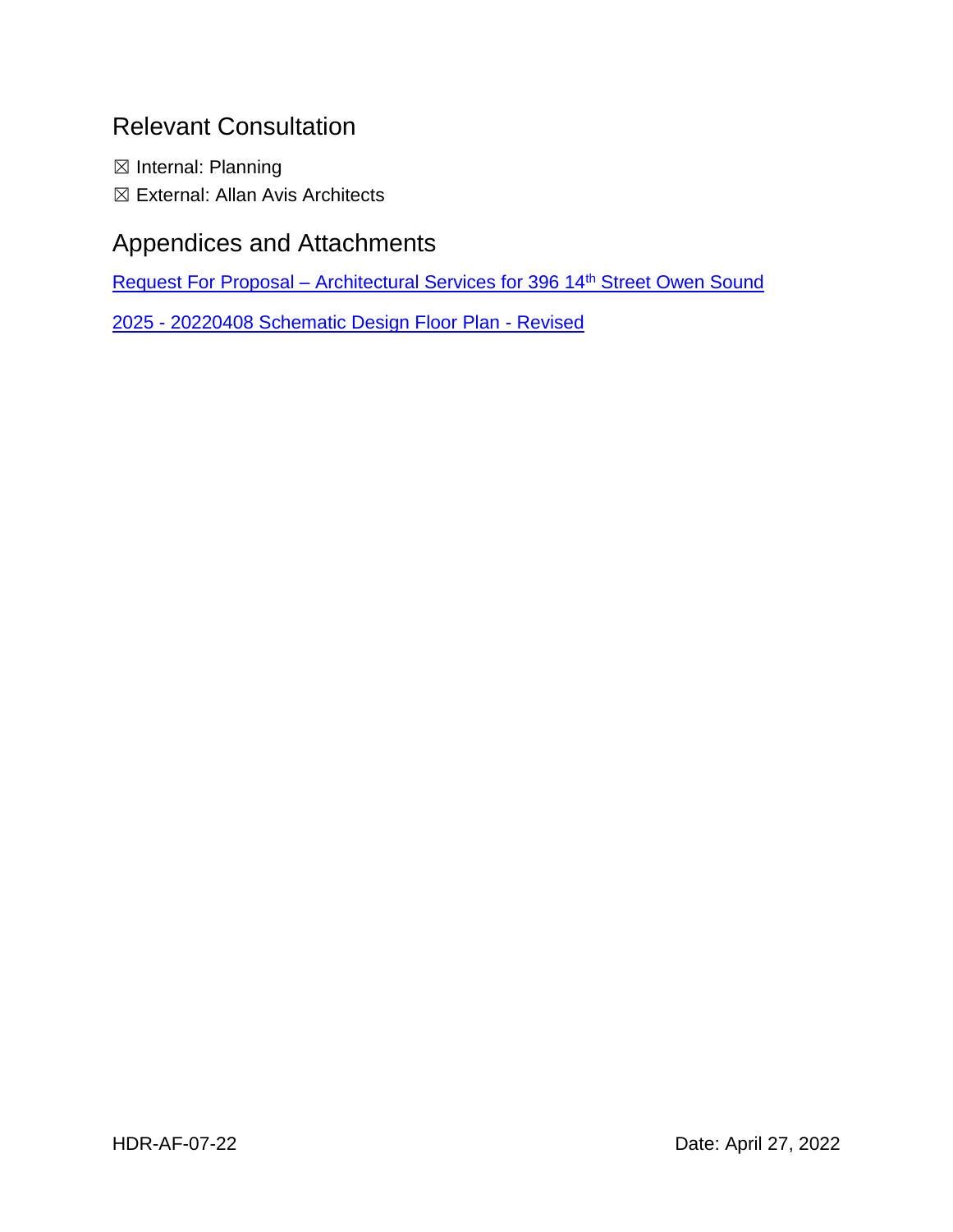## Relevant Consultation

☒ Internal: Planning

☒ External: Allan Avis Architects

## Appendices and Attachments

Request For Proposal – Architectural Services for 396 14th Street Owen Sound

2025 - 20220408 Schematic Design Floor Plan - Revised

HDR-AF-07-22 Date: April 27, 2022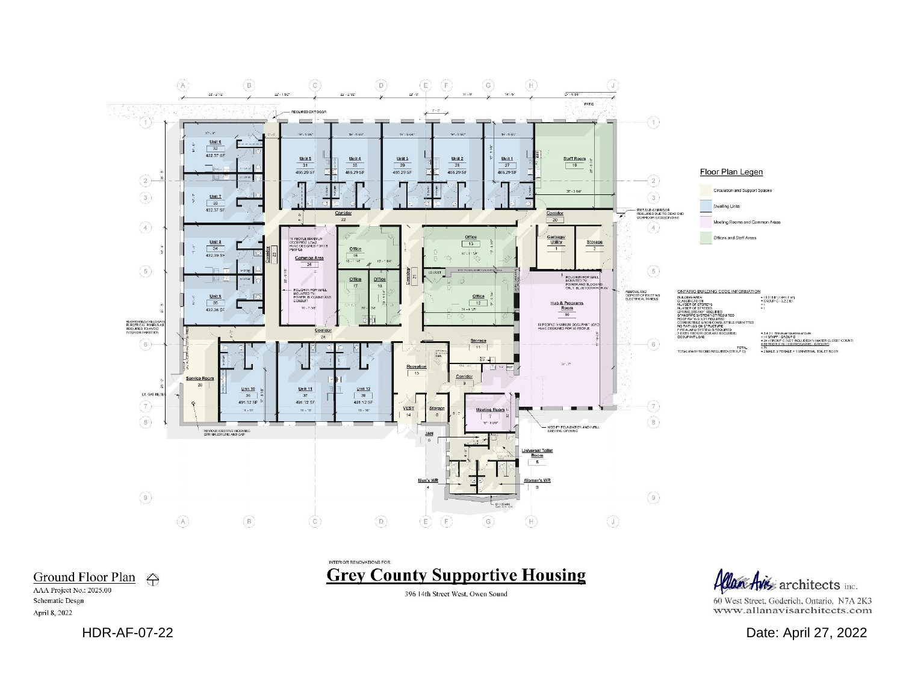## Ground Floor Plan

AAA Project No.: 2025.00

Schematic Desgn

April 8, 2022

INTERIOR RENOVATIONS FOR:

# Grey County Supportive Housing

396 14th Street West, Owen Sound

Allan Avis architects inc.

60 West Street, Goderich, Ontario, N7A 2K3

www.allanavisarchitects.com

**Floor Plan Legen**

- Circulation and Support Spaces
- Dwelling Units
- Meeting Rooms and Common Areas
- Offices and Staff Areas

**ONTARIO BUILDING CODE INFORMATION**

| | |
|---|---|
| BUILDING AREA | = 15,519 ft² (1,441.7 m²) |
| CLASSIFICATION | = GROUP C - 3.2.2.47 |
| NUMBER OF STOREYS | = 1 |
| NUMBER OF STREETS | = 1 |
| SPRINKLERS NOT REQUIRED | |
| STANDPIPE SYSTEM NOT REQUIRED | |
| ROOF RATING NOT REQUIRED | |
| COMBUSTIBLE & NON-COMBUSTIBLE PERMITTED | |
| NO RATINGS ON STRUCTURE | |
| FIRE ALARM SYSTEM IS REQUIRED | |
| 2 EXITS FROM FLOOR AREA REQUIRED | = 3.4.2.1. Minimum Number of Exits |
| OCCUPANT LOAD | = 14 STAFF - GROUP D |
| | = 24 - GROUP C (NOT INCLUDED IN WATER CLOSET COUNT) |
| | = 60 PEOPLE IN HUB/PROGRAMS - GROUP |
| TOTAL | = 74 |
| TOTAL WASHROOMS REQUIRED (GROUP D) | = 2 MALE, 2 FEMALE + 1 UNIVERSAL TOILET ROOM |

HDR-AF-07-22

Date: April 27, 2022